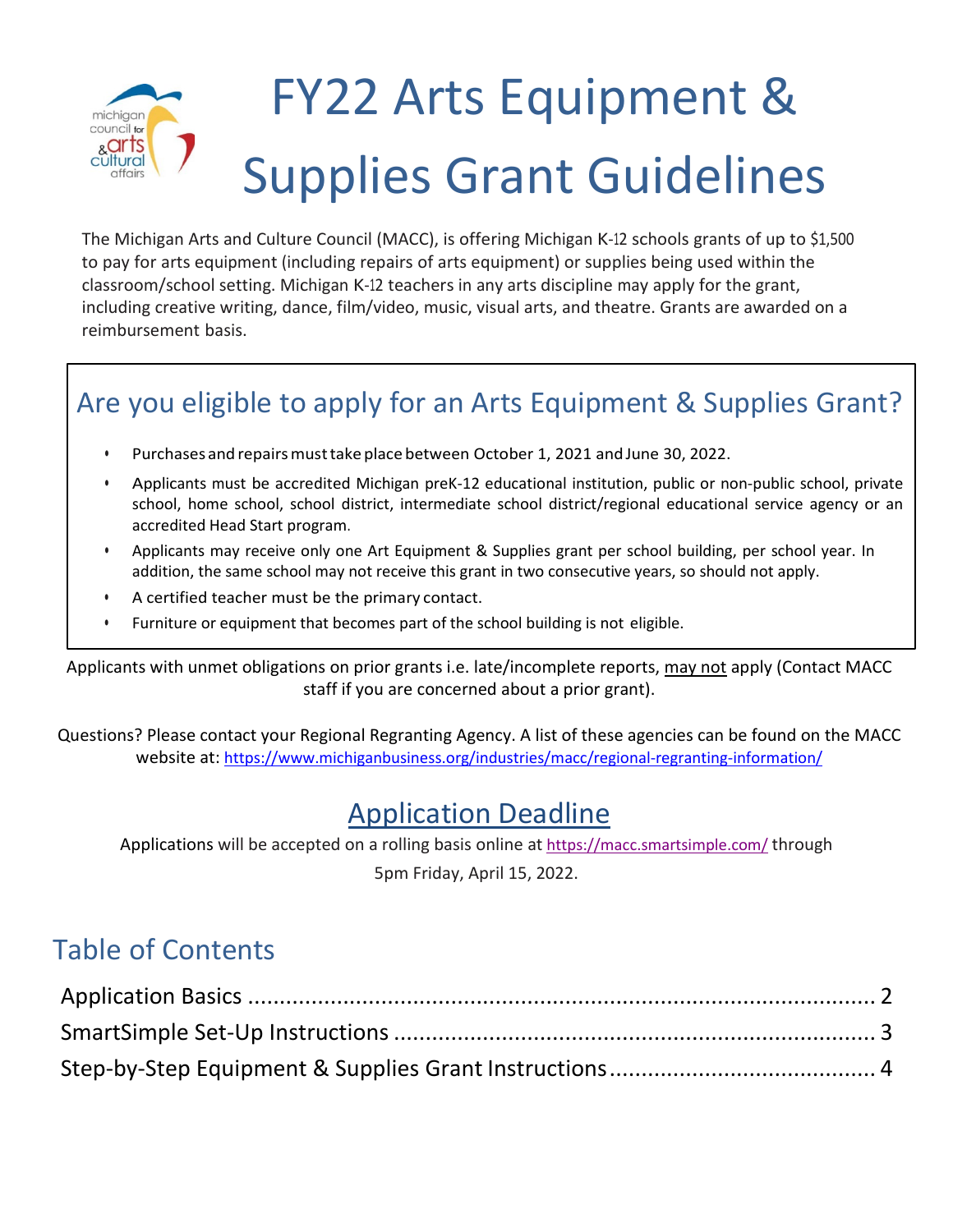# FY22 Arts Equipment & Supplies Grant Guidelines

The Michigan Arts and Culture Council (MACC), is offering Michigan K-12 schools grants of up to $1,500 to pay for arts equipment (including repairs of arts equipment) or supplies being used within the classroom/school setting. Michigan K-12 teachers in any arts discipline may apply for the grant, including creative writing, dance, film/video, music, visual arts, and theatre. Grants are awarded on a reimbursement basis.

## Are you eligible to apply for an Arts Equipment & Supplies Grant?

- Purchases and repairs must take place between October 1, 2021 and June 30, 2022.
- Applicants must be accredited Michigan preK-12 educational institution, public or non-public school, private school, home school, school district, intermediate school district/regional educational service agency or an accredited Head Start program.
- Applicants may receive only one Art Equipment & Supplies grant per school building, per school year. In addition, the same school may not receive this grant in two consecutive years, so should not apply.
- A certified teacher must be the primary contact.
- Furniture or equipment that becomes part of the school building is not eligible.

Applicants with unmet obligations on prior grants i.e. late/incomplete reports, may not apply (Contact MACC staff if you are concerned about a prior grant).

Questions? Please contact your Regional Regranting Agency. A list of these agencies can be found on the MACC website at: https://www.michiganbusiness.org/industries/macc/regional-regranting-information/

## Application Deadline

Applications will be accepted on a rolling basis online at https://macc.smartsimple.com/ through 5pm Friday, April 15, 2022.

## Table of Contents

Application Basics ........ 2

SmartSimple Set-Up Instructions ........ 3

Step-by-Step Equipment & Supplies Grant Instructions ........ 4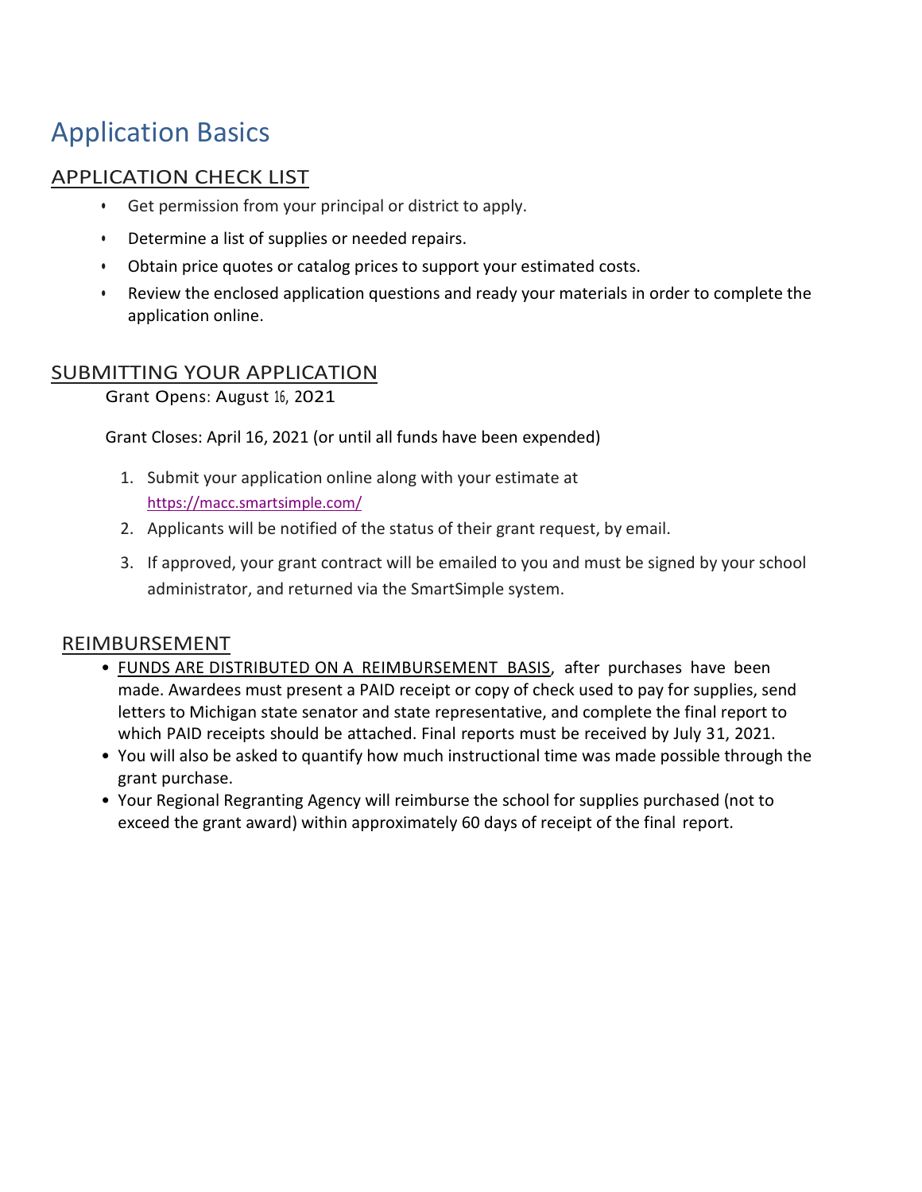# Application Basics

## APPLICATION CHECK LIST

- Get permission from your principal or district to apply.
- Determine a list of supplies or needed repairs.
- Obtain price quotes or catalog prices to support your estimated costs.
- Review the enclosed application questions and ready your materials in order to complete the application online.

## SUBMITTING YOUR APPLICATION

Grant Opens: August 16, 2021

Grant Closes: April 16, 2021 (or until all funds have been expended)

1. Submit your application online along with your estimate at https://macc.smartsimple.com/
2. Applicants will be notified of the status of their grant request, by email.
3. If approved, your grant contract will be emailed to you and must be signed by your school administrator, and returned via the SmartSimple system.

## REIMBURSEMENT

- FUNDS ARE DISTRIBUTED ON A REIMBURSEMENT BASIS, after purchases have been made. Awardees must present a PAID receipt or copy of check used to pay for supplies, send letters to Michigan state senator and state representative, and complete the final report to which PAID receipts should be attached. Final reports must be received by July 31, 2021.
- You will also be asked to quantify how much instructional time was made possible through the grant purchase.
- Your Regional Regranting Agency will reimburse the school for supplies purchased (not to exceed the grant award) within approximately 60 days of receipt of the final report.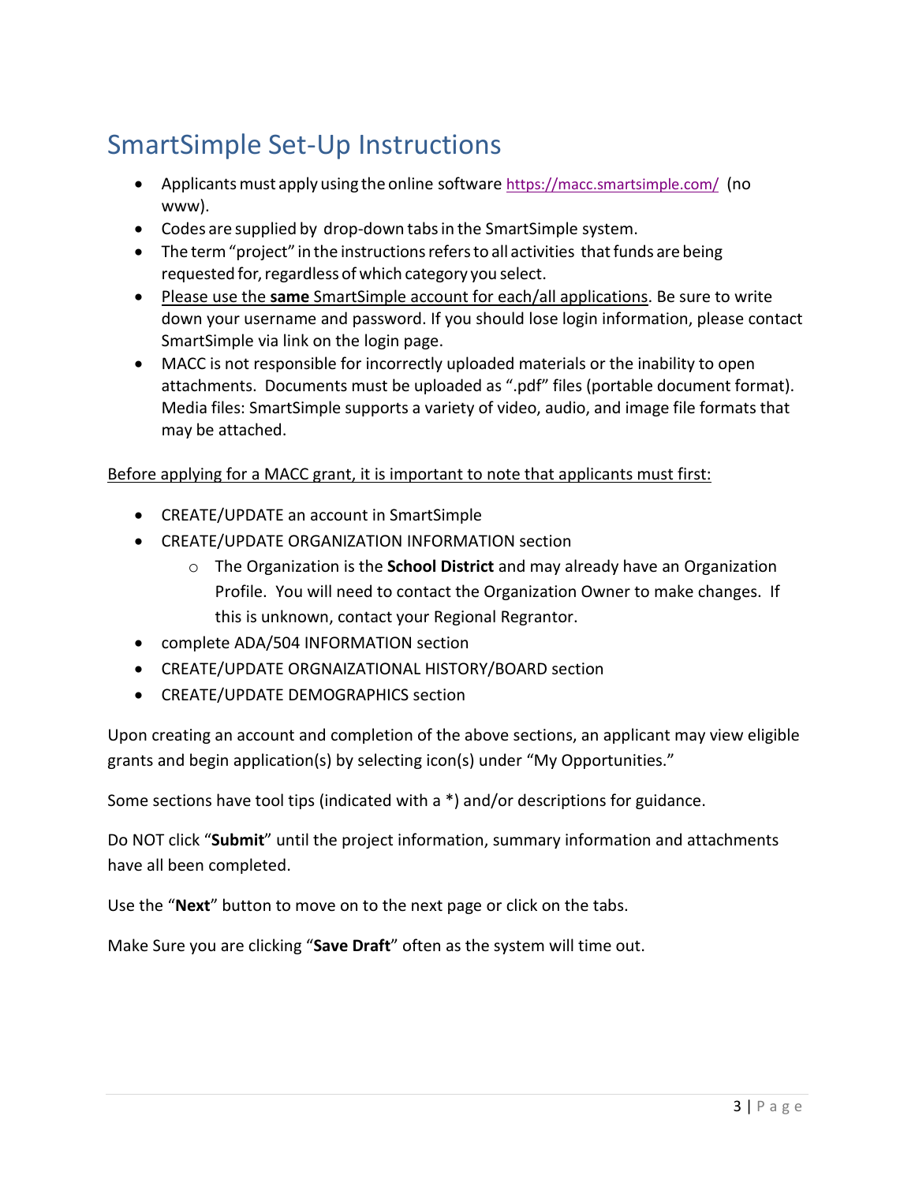# SmartSimple Set-Up Instructions

- Applicants must apply using the online software https://macc.smartsimple.com/ (no www).
- Codes are supplied by drop-down tabs in the SmartSimple system.
- The term "project" in the instructions refers to all activities that funds are being requested for, regardless of which category you select.
- <u>Please use the **same** SmartSimple account for each/all applications</u>. Be sure to write down your username and password. If you should lose login information, please contact SmartSimple via link on the login page.
- MACC is not responsible for incorrectly uploaded materials or the inability to open attachments. Documents must be uploaded as ".pdf" files (portable document format). Media files: SmartSimple supports a variety of video, audio, and image file formats that may be attached.

<u>Before applying for a MACC grant, it is important to note that applicants must first:</u>

- CREATE/UPDATE an account in SmartSimple
- CREATE/UPDATE ORGANIZATION INFORMATION section
  - The Organization is the **School District** and may already have an Organization Profile. You will need to contact the Organization Owner to make changes. If this is unknown, contact your Regional Regrantor.
- complete ADA/504 INFORMATION section
- CREATE/UPDATE ORGNAIZATIONAL HISTORY/BOARD section
- CREATE/UPDATE DEMOGRAPHICS section

Upon creating an account and completion of the above sections, an applicant may view eligible grants and begin application(s) by selecting icon(s) under "My Opportunities."

Some sections have tool tips (indicated with a *) and/or descriptions for guidance.

Do NOT click "**Submit**" until the project information, summary information and attachments have all been completed.

Use the "**Next**" button to move on to the next page or click on the tabs.

Make Sure you are clicking "**Save Draft**" often as the system will time out.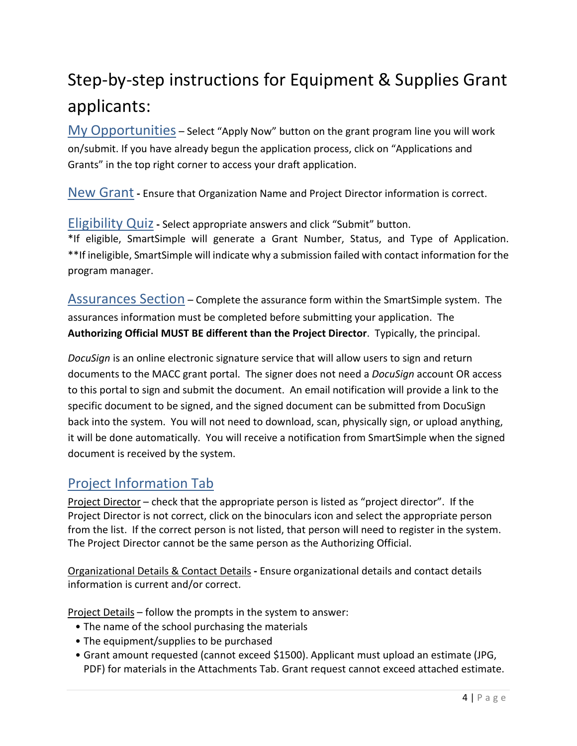# Step-by-step instructions for Equipment & Supplies Grant applicants:

## My Opportunities

– Select "Apply Now" button on the grant program line you will work on/submit. If you have already begun the application process, click on "Applications and Grants" in the top right corner to access your draft application.

## New Grant

**-** Ensure that Organization Name and Project Director information is correct.

## Eligibility Quiz

**-** Select appropriate answers and click "Submit" button.

*If eligible, SmartSimple will generate a Grant Number, Status, and Type of Application.

**If ineligible, SmartSimple will indicate why a submission failed with contact information for the program manager.

## Assurances Section

– Complete the assurance form within the SmartSimple system. The assurances information must be completed before submitting your application. The **Authorizing Official MUST BE different than the Project Director**. Typically, the principal.

*DocuSign* is an online electronic signature service that will allow users to sign and return documents to the MACC grant portal. The signer does not need a *DocuSign* account OR access to this portal to sign and submit the document. An email notification will provide a link to the specific document to be signed, and the signed document can be submitted from DocuSign back into the system. You will not need to download, scan, physically sign, or upload anything, it will be done automatically. You will receive a notification from SmartSimple when the signed document is received by the system.

## Project Information Tab

Project Director – check that the appropriate person is listed as "project director". If the Project Director is not correct, click on the binoculars icon and select the appropriate person from the list. If the correct person is not listed, that person will need to register in the system. The Project Director cannot be the same person as the Authorizing Official.

Organizational Details & Contact Details **-** Ensure organizational details and contact details information is current and/or correct.

Project Details – follow the prompts in the system to answer:

- The name of the school purchasing the materials
- The equipment/supplies to be purchased
- Grant amount requested (cannot exceed $1500). Applicant must upload an estimate (JPG, PDF) for materials in the Attachments Tab. Grant request cannot exceed attached estimate.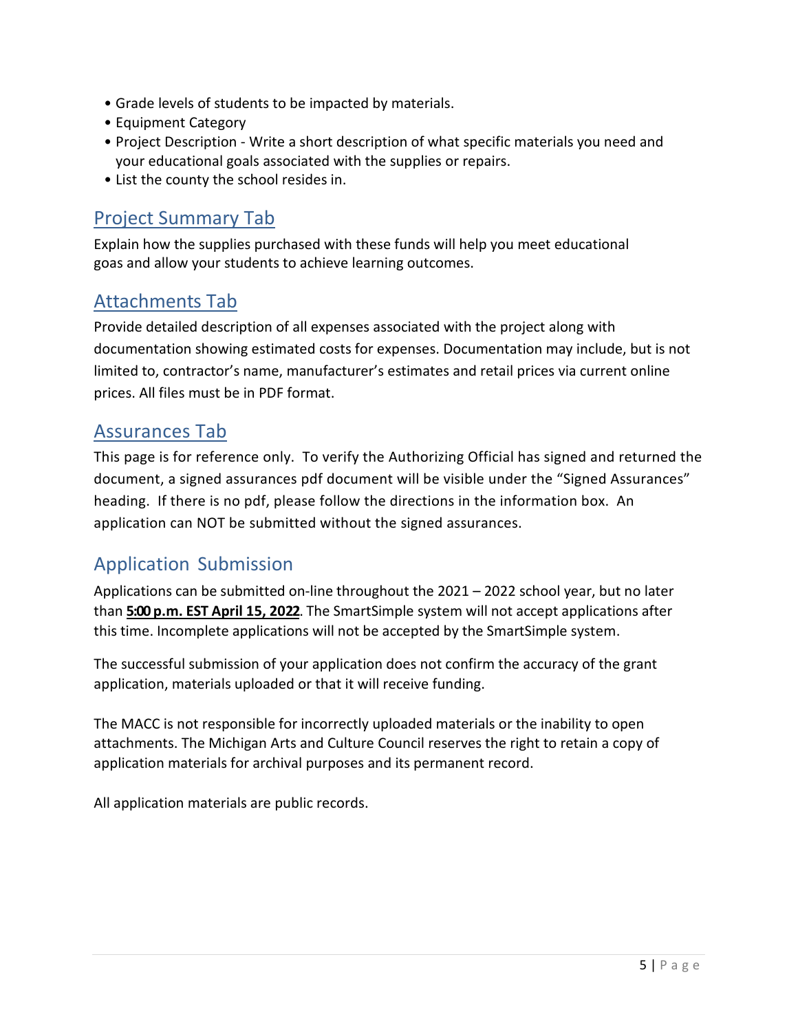- Grade levels of students to be impacted by materials.
- Equipment Category
- Project Description - Write a short description of what specific materials you need and your educational goals associated with the supplies or repairs.
- List the county the school resides in.

## Project Summary Tab

Explain how the supplies purchased with these funds will help you meet educational goas and allow your students to achieve learning outcomes.

## Attachments Tab

Provide detailed description of all expenses associated with the project along with documentation showing estimated costs for expenses. Documentation may include, but is not limited to, contractor's name, manufacturer's estimates and retail prices via current online prices. All files must be in PDF format.

## Assurances Tab

This page is for reference only. To verify the Authorizing Official has signed and returned the document, a signed assurances pdf document will be visible under the "Signed Assurances" heading. If there is no pdf, please follow the directions in the information box. An application can NOT be submitted without the signed assurances.

## Application Submission

Applications can be submitted on-line throughout the 2021 – 2022 school year, but no later than **5:00 p.m. EST April 15, 2022**. The SmartSimple system will not accept applications after this time. Incomplete applications will not be accepted by the SmartSimple system.

The successful submission of your application does not confirm the accuracy of the grant application, materials uploaded or that it will receive funding.

The MACC is not responsible for incorrectly uploaded materials or the inability to open attachments. The Michigan Arts and Culture Council reserves the right to retain a copy of application materials for archival purposes and its permanent record.

All application materials are public records.